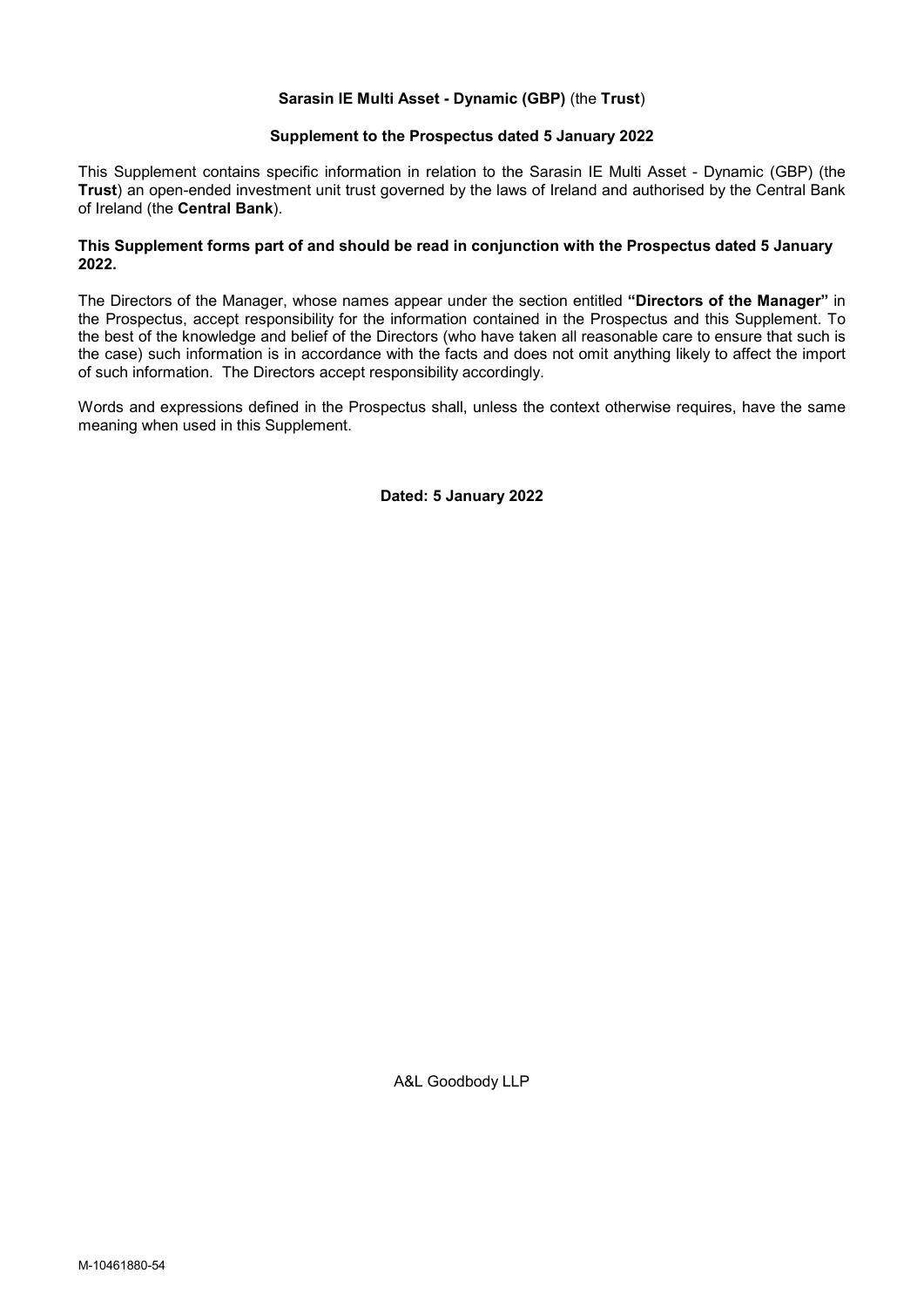**Sarasin IE Multi Asset - Dynamic (GBP)** (the **Trust**)

**Supplement to the Prospectus dated 5 January 2022**

This Supplement contains specific information in relation to the Sarasin IE Multi Asset - Dynamic (GBP) (the **Trust**) an open-ended investment unit trust governed by the laws of Ireland and authorised by the Central Bank of Ireland (the **Central Bank**).

**This Supplement forms part of and should be read in conjunction with the Prospectus dated 5 January 2022.**

The Directors of the Manager, whose names appear under the section entitled **"Directors of the Manager"** in the Prospectus, accept responsibility for the information contained in the Prospectus and this Supplement. To the best of the knowledge and belief of the Directors (who have taken all reasonable care to ensure that such is the case) such information is in accordance with the facts and does not omit anything likely to affect the import of such information. The Directors accept responsibility accordingly.

Words and expressions defined in the Prospectus shall, unless the context otherwise requires, have the same meaning when used in this Supplement.

**Dated: 5 January 2022**

A&L Goodbody LLP

M-10461880-54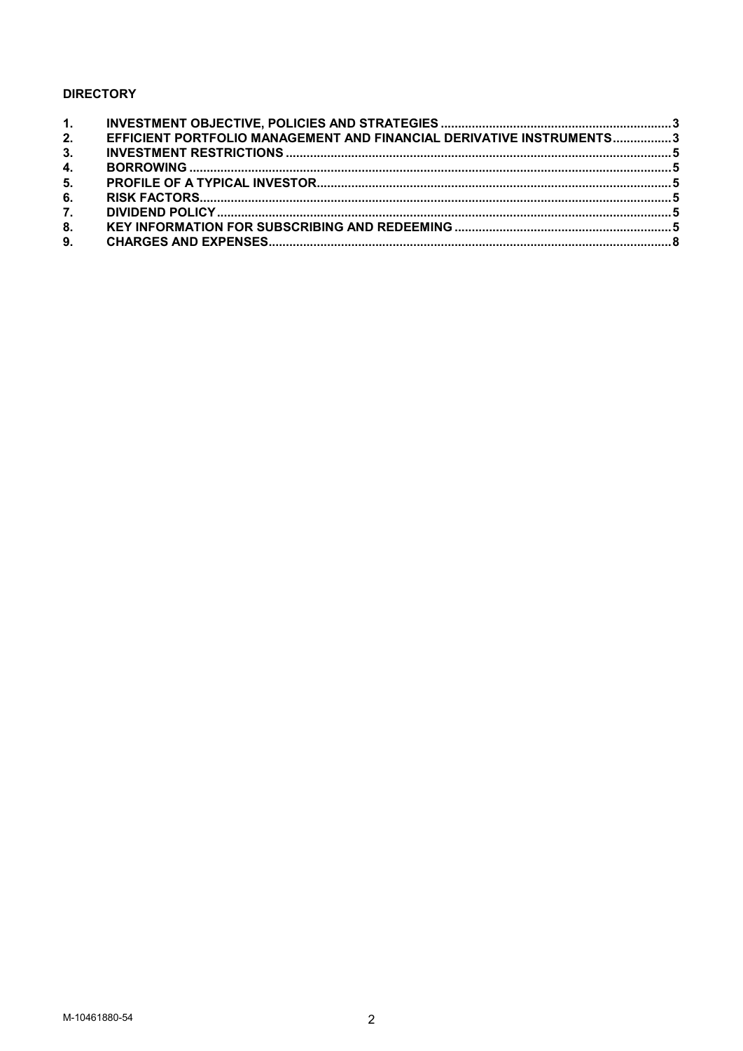**DIRECTORY**

| | | |
|---|---|---|
| 1. | INVESTMENT OBJECTIVE, POLICIES AND STRATEGIES | 3 |
| 2. | EFFICIENT PORTFOLIO MANAGEMENT AND FINANCIAL DERIVATIVE INSTRUMENTS | 3 |
| 3. | INVESTMENT RESTRICTIONS | 5 |
| 4. | BORROWING | 5 |
| 5. | PROFILE OF A TYPICAL INVESTOR | 5 |
| 6. | RISK FACTORS | 5 |
| 7. | DIVIDEND POLICY | 5 |
| 8. | KEY INFORMATION FOR SUBSCRIBING AND REDEEMING | 5 |
| 9. | CHARGES AND EXPENSES | 8 |

M-10461880-54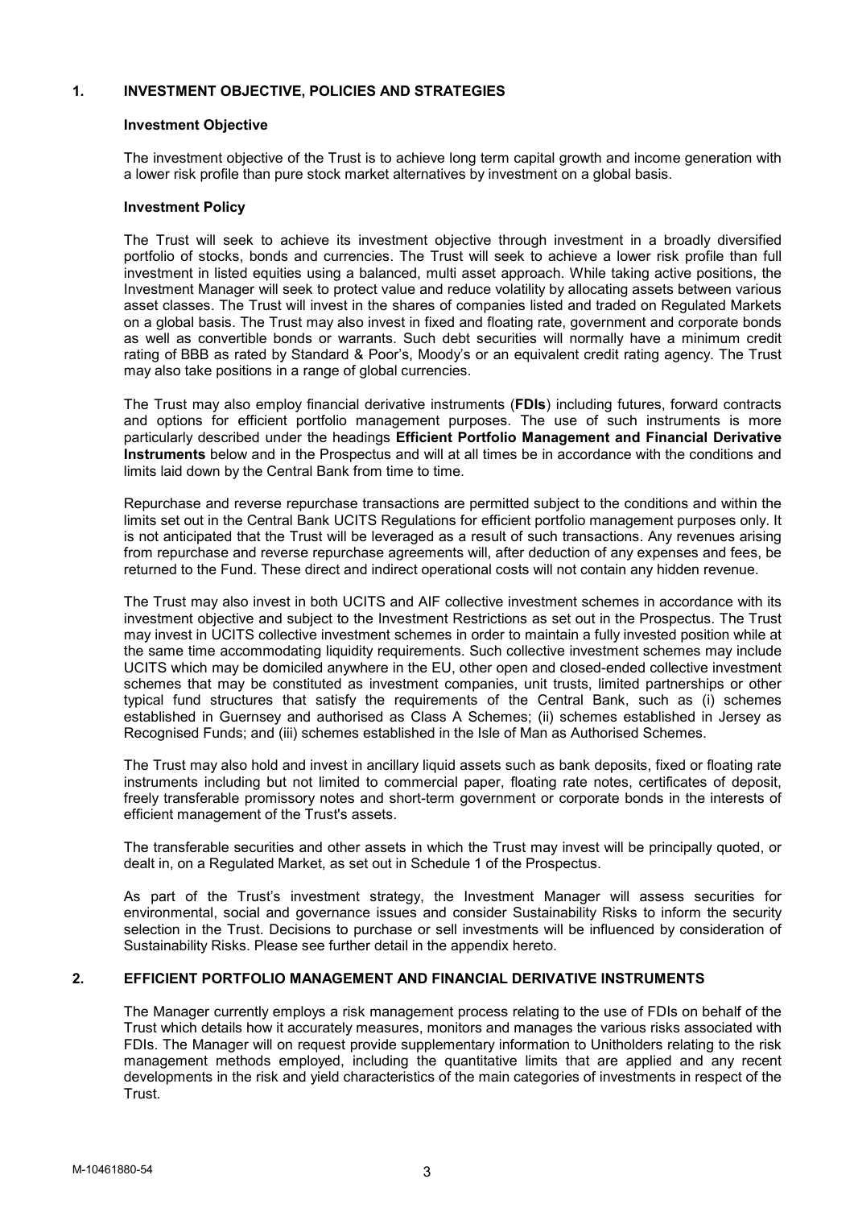## 1. INVESTMENT OBJECTIVE, POLICIES AND STRATEGIES

### Investment Objective

The investment objective of the Trust is to achieve long term capital growth and income generation with a lower risk profile than pure stock market alternatives by investment on a global basis.

### Investment Policy

The Trust will seek to achieve its investment objective through investment in a broadly diversified portfolio of stocks, bonds and currencies. The Trust will seek to achieve a lower risk profile than full investment in listed equities using a balanced, multi asset approach. While taking active positions, the Investment Manager will seek to protect value and reduce volatility by allocating assets between various asset classes. The Trust will invest in the shares of companies listed and traded on Regulated Markets on a global basis. The Trust may also invest in fixed and floating rate, government and corporate bonds as well as convertible bonds or warrants. Such debt securities will normally have a minimum credit rating of BBB as rated by Standard & Poor's, Moody's or an equivalent credit rating agency. The Trust may also take positions in a range of global currencies.

The Trust may also employ financial derivative instruments (**FDIs**) including futures, forward contracts and options for efficient portfolio management purposes. The use of such instruments is more particularly described under the headings **Efficient Portfolio Management and Financial Derivative Instruments** below and in the Prospectus and will at all times be in accordance with the conditions and limits laid down by the Central Bank from time to time.

Repurchase and reverse repurchase transactions are permitted subject to the conditions and within the limits set out in the Central Bank UCITS Regulations for efficient portfolio management purposes only. It is not anticipated that the Trust will be leveraged as a result of such transactions. Any revenues arising from repurchase and reverse repurchase agreements will, after deduction of any expenses and fees, be returned to the Fund. These direct and indirect operational costs will not contain any hidden revenue.

The Trust may also invest in both UCITS and AIF collective investment schemes in accordance with its investment objective and subject to the Investment Restrictions as set out in the Prospectus. The Trust may invest in UCITS collective investment schemes in order to maintain a fully invested position while at the same time accommodating liquidity requirements. Such collective investment schemes may include UCITS which may be domiciled anywhere in the EU, other open and closed-ended collective investment schemes that may be constituted as investment companies, unit trusts, limited partnerships or other typical fund structures that satisfy the requirements of the Central Bank, such as (i) schemes established in Guernsey and authorised as Class A Schemes; (ii) schemes established in Jersey as Recognised Funds; and (iii) schemes established in the Isle of Man as Authorised Schemes.

The Trust may also hold and invest in ancillary liquid assets such as bank deposits, fixed or floating rate instruments including but not limited to commercial paper, floating rate notes, certificates of deposit, freely transferable promissory notes and short-term government or corporate bonds in the interests of efficient management of the Trust's assets.

The transferable securities and other assets in which the Trust may invest will be principally quoted, or dealt in, on a Regulated Market, as set out in Schedule 1 of the Prospectus.

As part of the Trust's investment strategy, the Investment Manager will assess securities for environmental, social and governance issues and consider Sustainability Risks to inform the security selection in the Trust. Decisions to purchase or sell investments will be influenced by consideration of Sustainability Risks. Please see further detail in the appendix hereto.

## 2. EFFICIENT PORTFOLIO MANAGEMENT AND FINANCIAL DERIVATIVE INSTRUMENTS

The Manager currently employs a risk management process relating to the use of FDIs on behalf of the Trust which details how it accurately measures, monitors and manages the various risks associated with FDIs. The Manager will on request provide supplementary information to Unitholders relating to the risk management methods employed, including the quantitative limits that are applied and any recent developments in the risk and yield characteristics of the main categories of investments in respect of the Trust.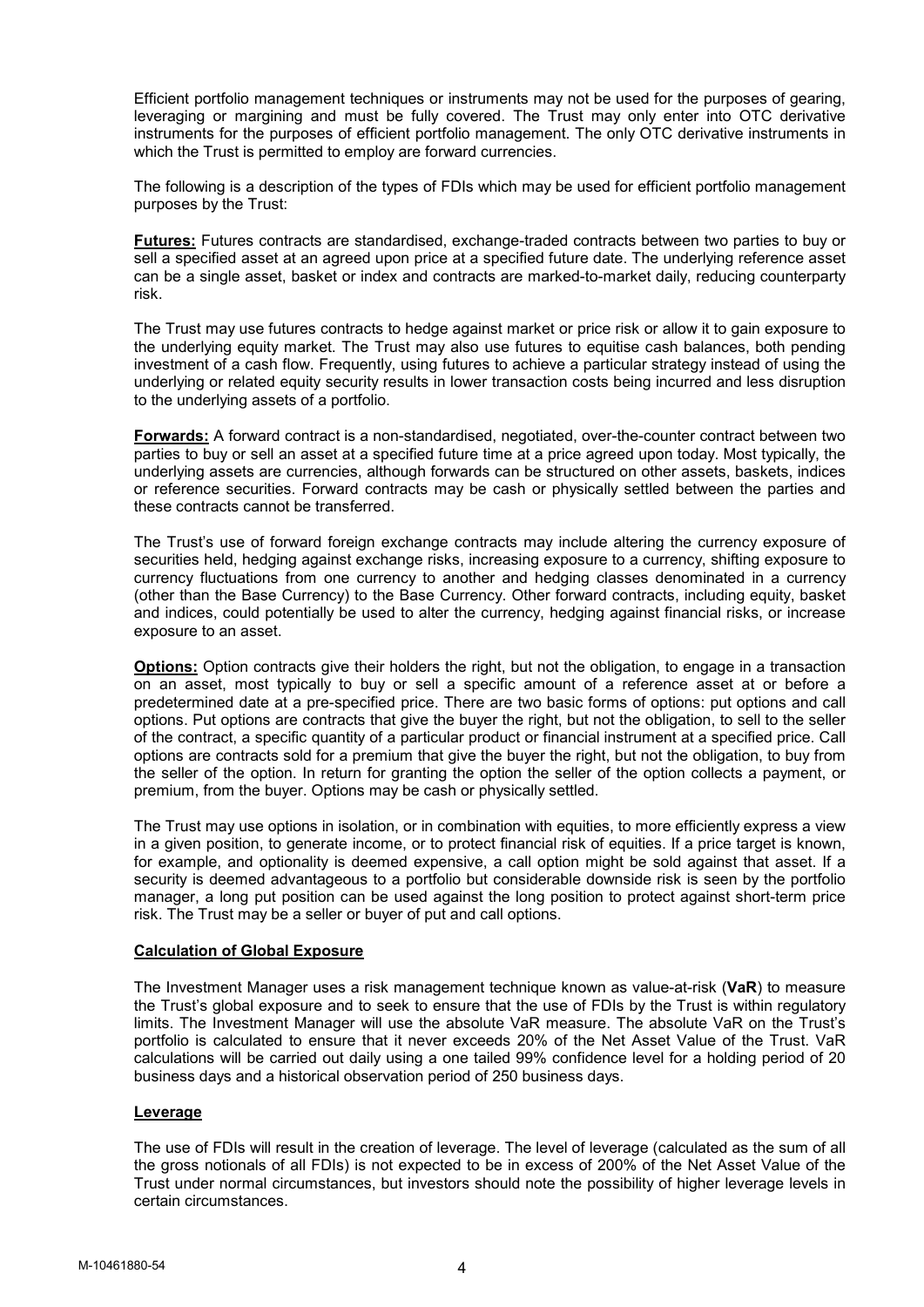Efficient portfolio management techniques or instruments may not be used for the purposes of gearing, leveraging or margining and must be fully covered. The Trust may only enter into OTC derivative instruments for the purposes of efficient portfolio management. The only OTC derivative instruments in which the Trust is permitted to employ are forward currencies.

The following is a description of the types of FDIs which may be used for efficient portfolio management purposes by the Trust:

**Futures:** Futures contracts are standardised, exchange-traded contracts between two parties to buy or sell a specified asset at an agreed upon price at a specified future date. The underlying reference asset can be a single asset, basket or index and contracts are marked-to-market daily, reducing counterparty risk.

The Trust may use futures contracts to hedge against market or price risk or allow it to gain exposure to the underlying equity market. The Trust may also use futures to equitise cash balances, both pending investment of a cash flow. Frequently, using futures to achieve a particular strategy instead of using the underlying or related equity security results in lower transaction costs being incurred and less disruption to the underlying assets of a portfolio.

**Forwards:** A forward contract is a non-standardised, negotiated, over-the-counter contract between two parties to buy or sell an asset at a specified future time at a price agreed upon today. Most typically, the underlying assets are currencies, although forwards can be structured on other assets, baskets, indices or reference securities. Forward contracts may be cash or physically settled between the parties and these contracts cannot be transferred.

The Trust's use of forward foreign exchange contracts may include altering the currency exposure of securities held, hedging against exchange risks, increasing exposure to a currency, shifting exposure to currency fluctuations from one currency to another and hedging classes denominated in a currency (other than the Base Currency) to the Base Currency. Other forward contracts, including equity, basket and indices, could potentially be used to alter the currency, hedging against financial risks, or increase exposure to an asset.

**Options:** Option contracts give their holders the right, but not the obligation, to engage in a transaction on an asset, most typically to buy or sell a specific amount of a reference asset at or before a predetermined date at a pre-specified price. There are two basic forms of options: put options and call options. Put options are contracts that give the buyer the right, but not the obligation, to sell to the seller of the contract, a specific quantity of a particular product or financial instrument at a specified price. Call options are contracts sold for a premium that give the buyer the right, but not the obligation, to buy from the seller of the option. In return for granting the option the seller of the option collects a payment, or premium, from the buyer. Options may be cash or physically settled.

The Trust may use options in isolation, or in combination with equities, to more efficiently express a view in a given position, to generate income, or to protect financial risk of equities. If a price target is known, for example, and optionality is deemed expensive, a call option might be sold against that asset. If a security is deemed advantageous to a portfolio but considerable downside risk is seen by the portfolio manager, a long put position can be used against the long position to protect against short-term price risk. The Trust may be a seller or buyer of put and call options.

**Calculation of Global Exposure**

The Investment Manager uses a risk management technique known as value-at-risk (**VaR**) to measure the Trust's global exposure and to seek to ensure that the use of FDIs by the Trust is within regulatory limits. The Investment Manager will use the absolute VaR measure. The absolute VaR on the Trust's portfolio is calculated to ensure that it never exceeds 20% of the Net Asset Value of the Trust. VaR calculations will be carried out daily using a one tailed 99% confidence level for a holding period of 20 business days and a historical observation period of 250 business days.

**Leverage**

The use of FDIs will result in the creation of leverage. The level of leverage (calculated as the sum of all the gross notionals of all FDIs) is not expected to be in excess of 200% of the Net Asset Value of the Trust under normal circumstances, but investors should note the possibility of higher leverage levels in certain circumstances.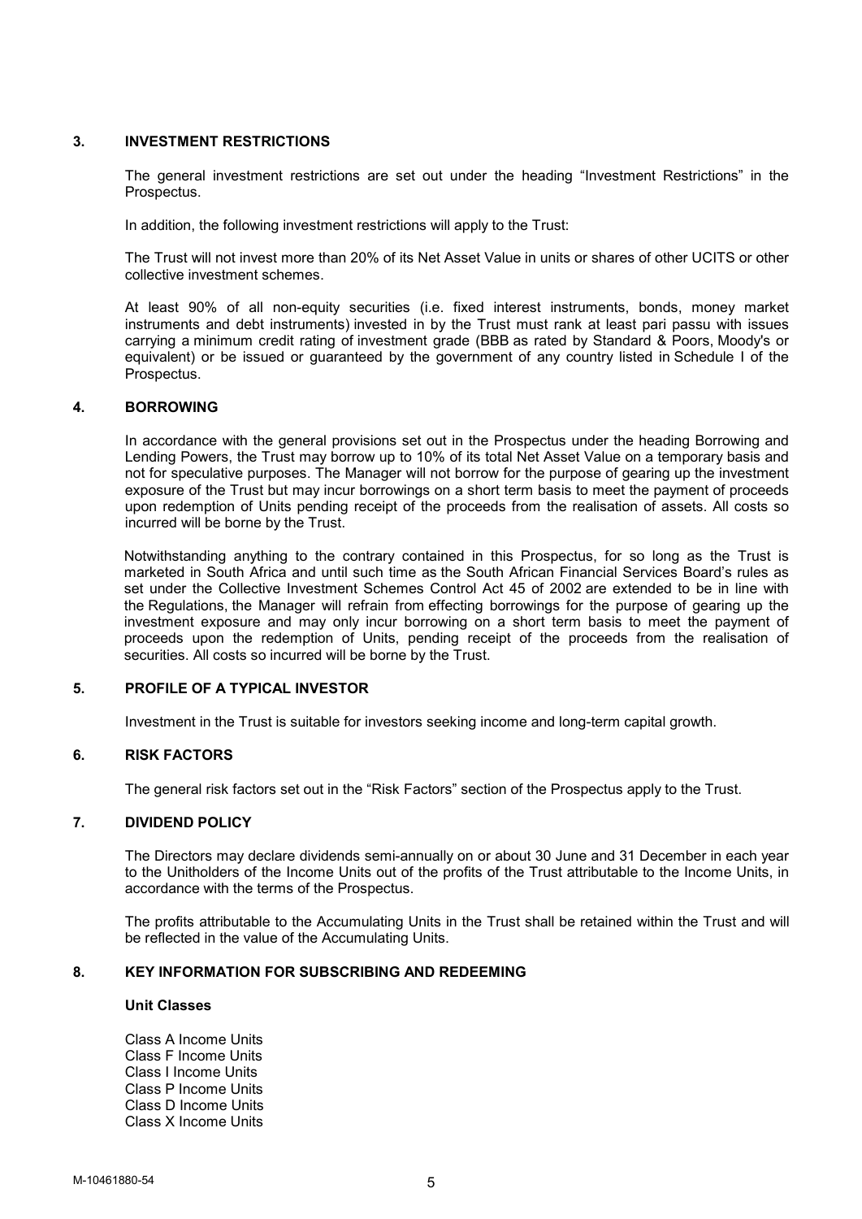## 3. INVESTMENT RESTRICTIONS

The general investment restrictions are set out under the heading "Investment Restrictions" in the Prospectus.

In addition, the following investment restrictions will apply to the Trust:

The Trust will not invest more than 20% of its Net Asset Value in units or shares of other UCITS or other collective investment schemes.

At least 90% of all non-equity securities (i.e. fixed interest instruments, bonds, money market instruments and debt instruments) invested in by the Trust must rank at least pari passu with issues carrying a minimum credit rating of investment grade (BBB as rated by Standard & Poors, Moody's or equivalent) or be issued or guaranteed by the government of any country listed in Schedule I of the Prospectus.

## 4. BORROWING

In accordance with the general provisions set out in the Prospectus under the heading Borrowing and Lending Powers, the Trust may borrow up to 10% of its total Net Asset Value on a temporary basis and not for speculative purposes. The Manager will not borrow for the purpose of gearing up the investment exposure of the Trust but may incur borrowings on a short term basis to meet the payment of proceeds upon redemption of Units pending receipt of the proceeds from the realisation of assets. All costs so incurred will be borne by the Trust.

Notwithstanding anything to the contrary contained in this Prospectus, for so long as the Trust is marketed in South Africa and until such time as the South African Financial Services Board's rules as set under the Collective Investment Schemes Control Act 45 of 2002 are extended to be in line with the Regulations, the Manager will refrain from effecting borrowings for the purpose of gearing up the investment exposure and may only incur borrowing on a short term basis to meet the payment of proceeds upon the redemption of Units, pending receipt of the proceeds from the realisation of securities. All costs so incurred will be borne by the Trust.

## 5. PROFILE OF A TYPICAL INVESTOR

Investment in the Trust is suitable for investors seeking income and long-term capital growth.

## 6. RISK FACTORS

The general risk factors set out in the "Risk Factors" section of the Prospectus apply to the Trust.

## 7. DIVIDEND POLICY

The Directors may declare dividends semi-annually on or about 30 June and 31 December in each year to the Unitholders of the Income Units out of the profits of the Trust attributable to the Income Units, in accordance with the terms of the Prospectus.

The profits attributable to the Accumulating Units in the Trust shall be retained within the Trust and will be reflected in the value of the Accumulating Units.

## 8. KEY INFORMATION FOR SUBSCRIBING AND REDEEMING

**Unit Classes**

Class A Income Units
Class F Income Units
Class I Income Units
Class P Income Units
Class D Income Units
Class X Income Units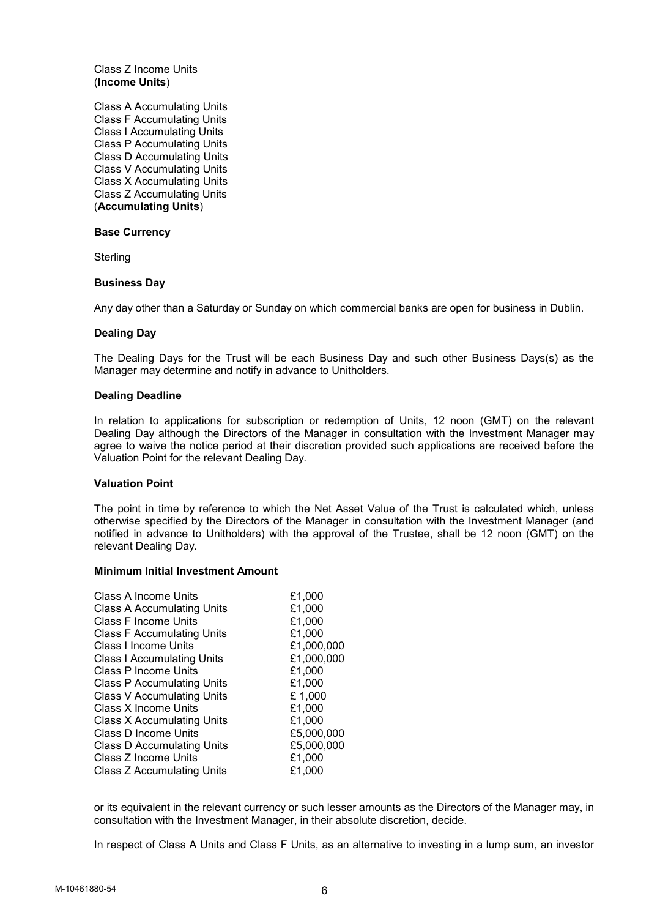Class Z Income Units
(**Income Units**)

Class A Accumulating Units
Class F Accumulating Units
Class I Accumulating Units
Class P Accumulating Units
Class D Accumulating Units
Class V Accumulating Units
Class X Accumulating Units
Class Z Accumulating Units
(**Accumulating Units**)

**Base Currency**

Sterling

**Business Day**

Any day other than a Saturday or Sunday on which commercial banks are open for business in Dublin.

**Dealing Day**

The Dealing Days for the Trust will be each Business Day and such other Business Days(s) as the Manager may determine and notify in advance to Unitholders.

**Dealing Deadline**

In relation to applications for subscription or redemption of Units, 12 noon (GMT) on the relevant Dealing Day although the Directors of the Manager in consultation with the Investment Manager may agree to waive the notice period at their discretion provided such applications are received before the Valuation Point for the relevant Dealing Day.

**Valuation Point**

The point in time by reference to which the Net Asset Value of the Trust is calculated which, unless otherwise specified by the Directors of the Manager in consultation with the Investment Manager (and notified in advance to Unitholders) with the approval of the Trustee, shall be 12 noon (GMT) on the relevant Dealing Day.

**Minimum Initial Investment Amount**

| | |
|---|---|
| Class A Income Units | £1,000 |
| Class A Accumulating Units | £1,000 |
| Class F Income Units | £1,000 |
| Class F Accumulating Units | £1,000 |
| Class I Income Units | £1,000,000 |
| Class I Accumulating Units | £1,000,000 |
| Class P Income Units | £1,000 |
| Class P Accumulating Units | £1,000 |
| Class V Accumulating Units | £ 1,000 |
| Class X Income Units | £1,000 |
| Class X Accumulating Units | £1,000 |
| Class D Income Units | £5,000,000 |
| Class D Accumulating Units | £5,000,000 |
| Class Z Income Units | £1,000 |
| Class Z Accumulating Units | £1,000 |

or its equivalent in the relevant currency or such lesser amounts as the Directors of the Manager may, in consultation with the Investment Manager, in their absolute discretion, decide.

In respect of Class A Units and Class F Units, as an alternative to investing in a lump sum, an investor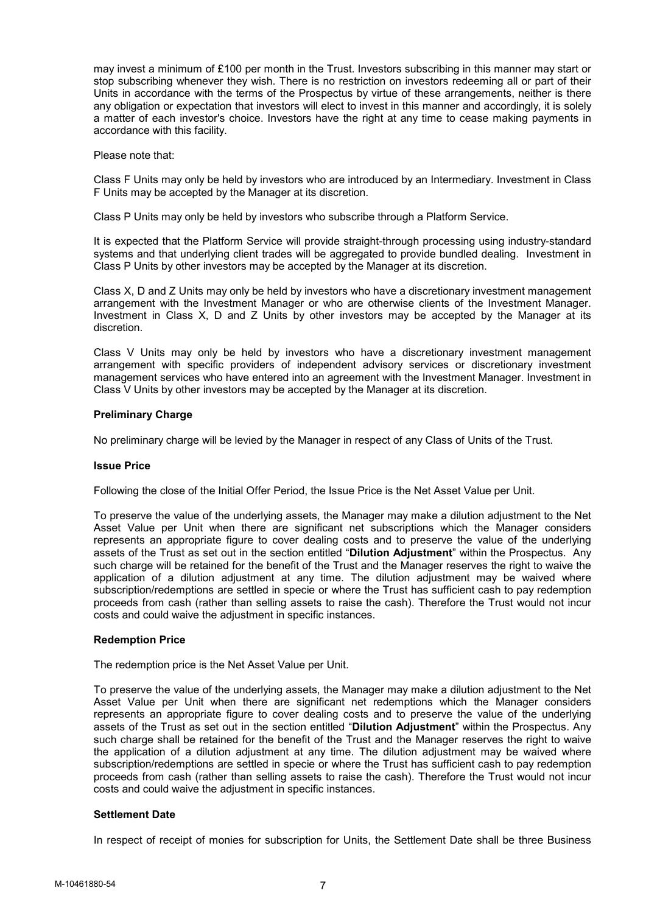may invest a minimum of £100 per month in the Trust. Investors subscribing in this manner may start or stop subscribing whenever they wish. There is no restriction on investors redeeming all or part of their Units in accordance with the terms of the Prospectus by virtue of these arrangements, neither is there any obligation or expectation that investors will elect to invest in this manner and accordingly, it is solely a matter of each investor's choice. Investors have the right at any time to cease making payments in accordance with this facility.

Please note that:

Class F Units may only be held by investors who are introduced by an Intermediary. Investment in Class F Units may be accepted by the Manager at its discretion.

Class P Units may only be held by investors who subscribe through a Platform Service.

It is expected that the Platform Service will provide straight-through processing using industry-standard systems and that underlying client trades will be aggregated to provide bundled dealing. Investment in Class P Units by other investors may be accepted by the Manager at its discretion.

Class X, D and Z Units may only be held by investors who have a discretionary investment management arrangement with the Investment Manager or who are otherwise clients of the Investment Manager. Investment in Class X, D and Z Units by other investors may be accepted by the Manager at its discretion.

Class V Units may only be held by investors who have a discretionary investment management arrangement with specific providers of independent advisory services or discretionary investment management services who have entered into an agreement with the Investment Manager. Investment in Class V Units by other investors may be accepted by the Manager at its discretion.

**Preliminary Charge**

No preliminary charge will be levied by the Manager in respect of any Class of Units of the Trust.

**Issue Price**

Following the close of the Initial Offer Period, the Issue Price is the Net Asset Value per Unit.

To preserve the value of the underlying assets, the Manager may make a dilution adjustment to the Net Asset Value per Unit when there are significant net subscriptions which the Manager considers represents an appropriate figure to cover dealing costs and to preserve the value of the underlying assets of the Trust as set out in the section entitled "**Dilution Adjustment**" within the Prospectus. Any such charge will be retained for the benefit of the Trust and the Manager reserves the right to waive the application of a dilution adjustment at any time. The dilution adjustment may be waived where subscription/redemptions are settled in specie or where the Trust has sufficient cash to pay redemption proceeds from cash (rather than selling assets to raise the cash). Therefore the Trust would not incur costs and could waive the adjustment in specific instances.

**Redemption Price**

The redemption price is the Net Asset Value per Unit.

To preserve the value of the underlying assets, the Manager may make a dilution adjustment to the Net Asset Value per Unit when there are significant net redemptions which the Manager considers represents an appropriate figure to cover dealing costs and to preserve the value of the underlying assets of the Trust as set out in the section entitled "**Dilution Adjustment**" within the Prospectus. Any such charge shall be retained for the benefit of the Trust and the Manager reserves the right to waive the application of a dilution adjustment at any time. The dilution adjustment may be waived where subscription/redemptions are settled in specie or where the Trust has sufficient cash to pay redemption proceeds from cash (rather than selling assets to raise the cash). Therefore the Trust would not incur costs and could waive the adjustment in specific instances.

**Settlement Date**

In respect of receipt of monies for subscription for Units, the Settlement Date shall be three Business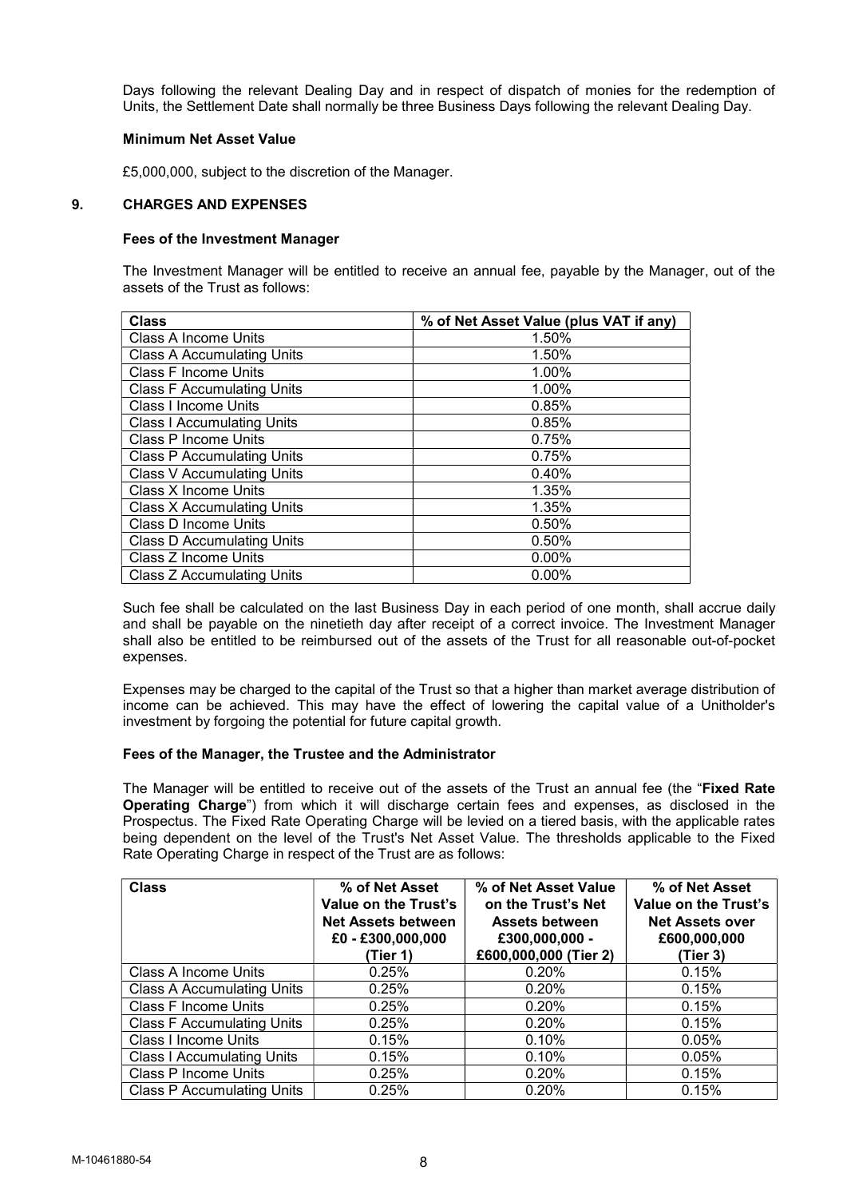Days following the relevant Dealing Day and in respect of dispatch of monies for the redemption of Units, the Settlement Date shall normally be three Business Days following the relevant Dealing Day.

**Minimum Net Asset Value**

£5,000,000, subject to the discretion of the Manager.

## 9. CHARGES AND EXPENSES

**Fees of the Investment Manager**

The Investment Manager will be entitled to receive an annual fee, payable by the Manager, out of the assets of the Trust as follows:

| Class | % of Net Asset Value (plus VAT if any) |
|---|---|
| Class A Income Units | 1.50% |
| Class A Accumulating Units | 1.50% |
| Class F Income Units | 1.00% |
| Class F Accumulating Units | 1.00% |
| Class I Income Units | 0.85% |
| Class I Accumulating Units | 0.85% |
| Class P Income Units | 0.75% |
| Class P Accumulating Units | 0.75% |
| Class V Accumulating Units | 0.40% |
| Class X Income Units | 1.35% |
| Class X Accumulating Units | 1.35% |
| Class D Income Units | 0.50% |
| Class D Accumulating Units | 0.50% |
| Class Z Income Units | 0.00% |
| Class Z Accumulating Units | 0.00% |

Such fee shall be calculated on the last Business Day in each period of one month, shall accrue daily and shall be payable on the ninetieth day after receipt of a correct invoice. The Investment Manager shall also be entitled to be reimbursed out of the assets of the Trust for all reasonable out-of-pocket expenses.

Expenses may be charged to the capital of the Trust so that a higher than market average distribution of income can be achieved. This may have the effect of lowering the capital value of a Unitholder's investment by forgoing the potential for future capital growth.

**Fees of the Manager, the Trustee and the Administrator**

The Manager will be entitled to receive out of the assets of the Trust an annual fee (the "**Fixed Rate Operating Charge**") from which it will discharge certain fees and expenses, as disclosed in the Prospectus. The Fixed Rate Operating Charge will be levied on a tiered basis, with the applicable rates being dependent on the level of the Trust's Net Asset Value. The thresholds applicable to the Fixed Rate Operating Charge in respect of the Trust are as follows:

| Class | % of Net Asset Value on the Trust's Net Assets between £0 - £300,000,000 (Tier 1) | % of Net Asset Value on the Trust's Net Assets between £300,000,000 - £600,000,000 (Tier 2) | % of Net Asset Value on the Trust's Net Assets over £600,000,000 (Tier 3) |
|---|---|---|---|
| Class A Income Units | 0.25% | 0.20% | 0.15% |
| Class A Accumulating Units | 0.25% | 0.20% | 0.15% |
| Class F Income Units | 0.25% | 0.20% | 0.15% |
| Class F Accumulating Units | 0.25% | 0.20% | 0.15% |
| Class I Income Units | 0.15% | 0.10% | 0.05% |
| Class I Accumulating Units | 0.15% | 0.10% | 0.05% |
| Class P Income Units | 0.25% | 0.20% | 0.15% |
| Class P Accumulating Units | 0.25% | 0.20% | 0.15% |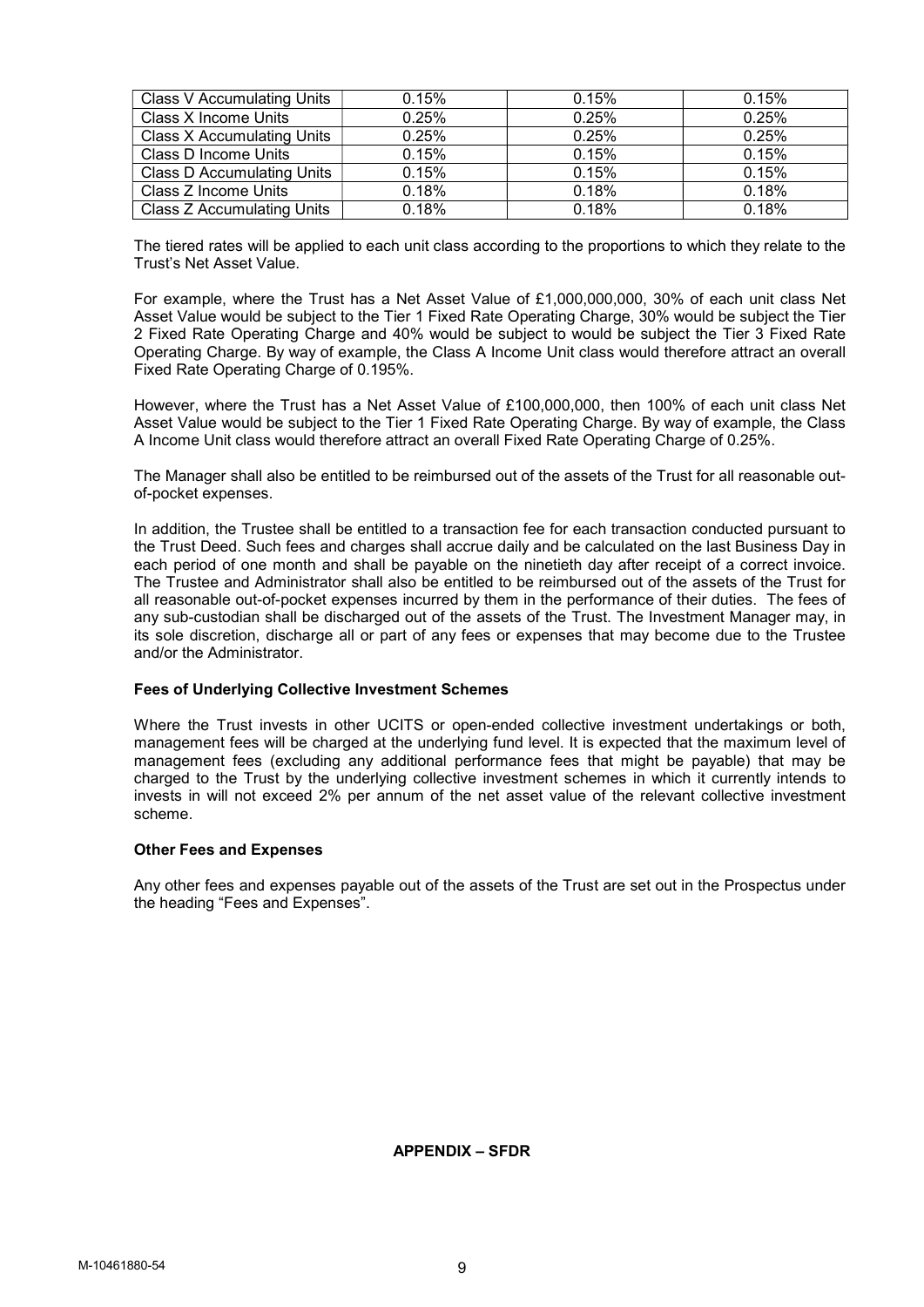| Class V Accumulating Units | 0.15% | 0.15% | 0.15% |
|---|---|---|---|
| Class X Income Units | 0.25% | 0.25% | 0.25% |
| Class X Accumulating Units | 0.25% | 0.25% | 0.25% |
| Class D Income Units | 0.15% | 0.15% | 0.15% |
| Class D Accumulating Units | 0.15% | 0.15% | 0.15% |
| Class Z Income Units | 0.18% | 0.18% | 0.18% |
| Class Z Accumulating Units | 0.18% | 0.18% | 0.18% |

The tiered rates will be applied to each unit class according to the proportions to which they relate to the Trust's Net Asset Value.

For example, where the Trust has a Net Asset Value of £1,000,000,000, 30% of each unit class Net Asset Value would be subject to the Tier 1 Fixed Rate Operating Charge, 30% would be subject the Tier 2 Fixed Rate Operating Charge and 40% would be subject to would be subject the Tier 3 Fixed Rate Operating Charge. By way of example, the Class A Income Unit class would therefore attract an overall Fixed Rate Operating Charge of 0.195%.

However, where the Trust has a Net Asset Value of £100,000,000, then 100% of each unit class Net Asset Value would be subject to the Tier 1 Fixed Rate Operating Charge. By way of example, the Class A Income Unit class would therefore attract an overall Fixed Rate Operating Charge of 0.25%.

The Manager shall also be entitled to be reimbursed out of the assets of the Trust for all reasonable out-of-pocket expenses.

In addition, the Trustee shall be entitled to a transaction fee for each transaction conducted pursuant to the Trust Deed. Such fees and charges shall accrue daily and be calculated on the last Business Day in each period of one month and shall be payable on the ninetieth day after receipt of a correct invoice. The Trustee and Administrator shall also be entitled to be reimbursed out of the assets of the Trust for all reasonable out-of-pocket expenses incurred by them in the performance of their duties. The fees of any sub-custodian shall be discharged out of the assets of the Trust. The Investment Manager may, in its sole discretion, discharge all or part of any fees or expenses that may become due to the Trustee and/or the Administrator.

**Fees of Underlying Collective Investment Schemes**

Where the Trust invests in other UCITS or open-ended collective investment undertakings or both, management fees will be charged at the underlying fund level. It is expected that the maximum level of management fees (excluding any additional performance fees that might be payable) that may be charged to the Trust by the underlying collective investment schemes in which it currently intends to invests in will not exceed 2% per annum of the net asset value of the relevant collective investment scheme.

**Other Fees and Expenses**

Any other fees and expenses payable out of the assets of the Trust are set out in the Prospectus under the heading "Fees and Expenses".

**APPENDIX – SFDR**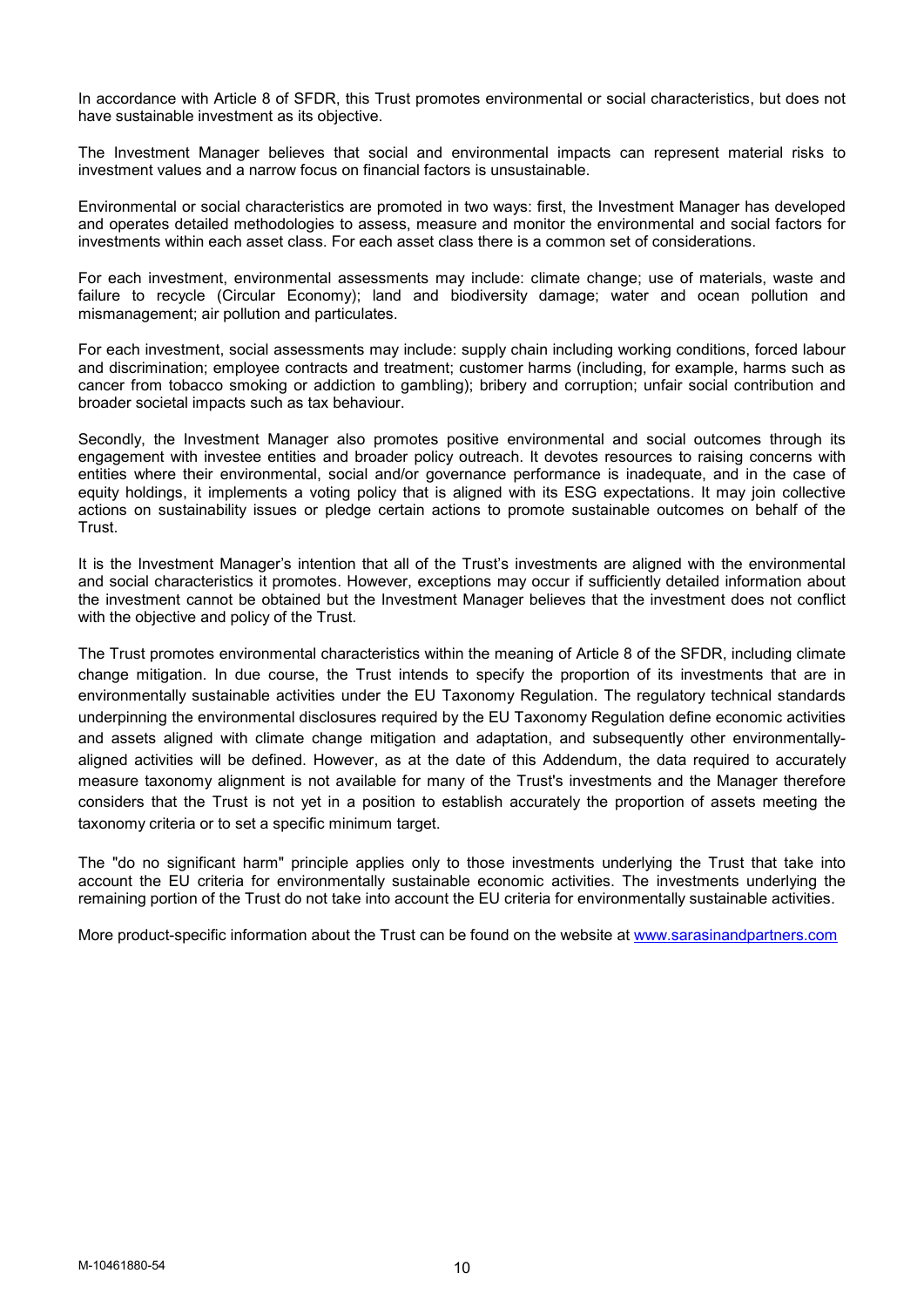In accordance with Article 8 of SFDR, this Trust promotes environmental or social characteristics, but does not have sustainable investment as its objective.

The Investment Manager believes that social and environmental impacts can represent material risks to investment values and a narrow focus on financial factors is unsustainable.

Environmental or social characteristics are promoted in two ways: first, the Investment Manager has developed and operates detailed methodologies to assess, measure and monitor the environmental and social factors for investments within each asset class. For each asset class there is a common set of considerations.

For each investment, environmental assessments may include: climate change; use of materials, waste and failure to recycle (Circular Economy); land and biodiversity damage; water and ocean pollution and mismanagement; air pollution and particulates.

For each investment, social assessments may include: supply chain including working conditions, forced labour and discrimination; employee contracts and treatment; customer harms (including, for example, harms such as cancer from tobacco smoking or addiction to gambling); bribery and corruption; unfair social contribution and broader societal impacts such as tax behaviour.

Secondly, the Investment Manager also promotes positive environmental and social outcomes through its engagement with investee entities and broader policy outreach. It devotes resources to raising concerns with entities where their environmental, social and/or governance performance is inadequate, and in the case of equity holdings, it implements a voting policy that is aligned with its ESG expectations. It may join collective actions on sustainability issues or pledge certain actions to promote sustainable outcomes on behalf of the Trust.

It is the Investment Manager's intention that all of the Trust's investments are aligned with the environmental and social characteristics it promotes. However, exceptions may occur if sufficiently detailed information about the investment cannot be obtained but the Investment Manager believes that the investment does not conflict with the objective and policy of the Trust.

The Trust promotes environmental characteristics within the meaning of Article 8 of the SFDR, including climate change mitigation. In due course, the Trust intends to specify the proportion of its investments that are in environmentally sustainable activities under the EU Taxonomy Regulation. The regulatory technical standards underpinning the environmental disclosures required by the EU Taxonomy Regulation define economic activities and assets aligned with climate change mitigation and adaptation, and subsequently other environmentally-aligned activities will be defined. However, as at the date of this Addendum, the data required to accurately measure taxonomy alignment is not available for many of the Trust's investments and the Manager therefore considers that the Trust is not yet in a position to establish accurately the proportion of assets meeting the taxonomy criteria or to set a specific minimum target.

The "do no significant harm" principle applies only to those investments underlying the Trust that take into account the EU criteria for environmentally sustainable economic activities. The investments underlying the remaining portion of the Trust do not take into account the EU criteria for environmentally sustainable activities.

More product-specific information about the Trust can be found on the website at [www.sarasinandpartners.com](http://www.sarasinandpartners.com)

M-10461880-54